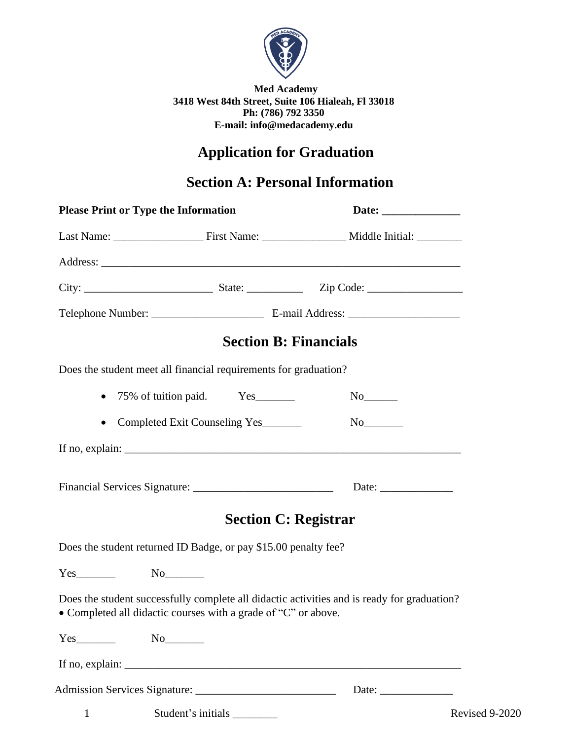**Med Academy**
**3418 West 84th Street, Suite 106 Hialeah, Fl 33018**
**Ph: (786) 792 3350**
**E-mail: info@medacademy.edu**

# Application for Graduation

## Section A: Personal Information

**Please Print or Type the Information** **Date: ______________**

Last Name: ________________ First Name: _______________ Middle Initial: ________

Address: ________________________________________________________________

City: _______________________ State: __________ Zip Code: _________________

Telephone Number: ____________________ E-mail Address: ____________________

## Section B: Financials

Does the student meet all financial requirements for graduation?

- 75% of tuition paid. Yes_______ No______
- Completed Exit Counseling Yes_______ No_______

If no, explain: ______________________________________________________________

Financial Services Signature: _________________________ Date: _____________

## Section C: Registrar

Does the student returned ID Badge, or pay $15.00 penalty fee?

Yes_______ No_______

Does the student successfully complete all didactic activities and is ready for graduation?
• Completed all didactic courses with a grade of "C" or above.

Yes_______ No_______

If no, explain: ______________________________________________________________

Admission Services Signature: _________________________ Date: _____________

Student's initials ________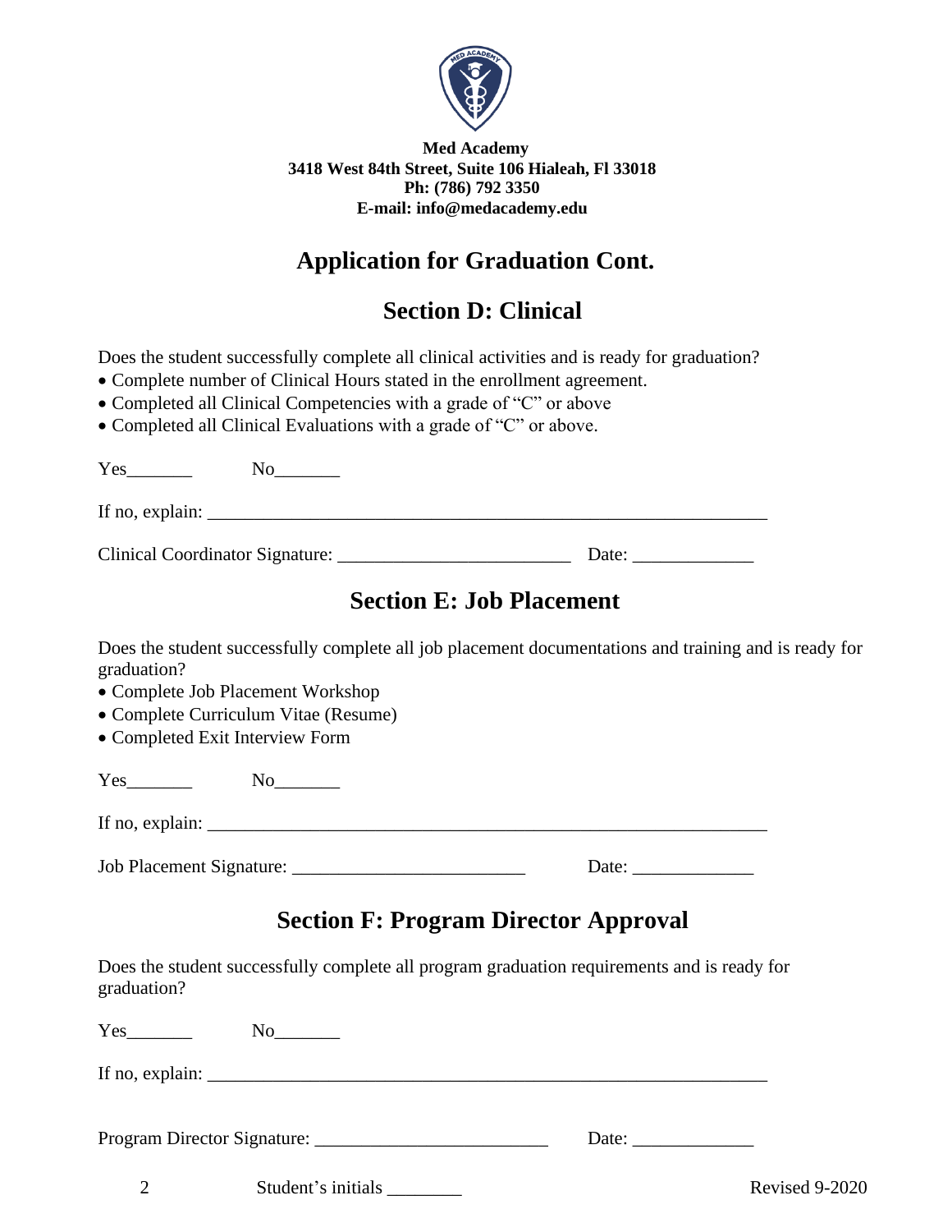**Med Academy**
**3418 West 84th Street, Suite 106 Hialeah, Fl 33018**
**Ph: (786) 792 3350**
**E-mail: info@medacademy.edu**

# Application for Graduation Cont.

## Section D: Clinical

Does the student successfully complete all clinical activities and is ready for graduation?

- Complete number of Clinical Hours stated in the enrollment agreement.
- Completed all Clinical Competencies with a grade of "C" or above
- Completed all Clinical Evaluations with a grade of "C" or above.

Yes_______ No_______

If no, explain: ______________________________________________________________

Clinical Coordinator Signature: ________________________ Date: ____________

## Section E: Job Placement

Does the student successfully complete all job placement documentations and training and is ready for graduation?

- Complete Job Placement Workshop
- Complete Curriculum Vitae (Resume)
- Completed Exit Interview Form

Yes_______ No_______

If no, explain: ______________________________________________________________

Job Placement Signature: ________________________ Date: ____________

## Section F: Program Director Approval

Does the student successfully complete all program graduation requirements and is ready for graduation?

Yes_______ No_______

If no, explain: ______________________________________________________________

Program Director Signature: ________________________ Date: ____________

Student's initials ________

Revised 9-2020